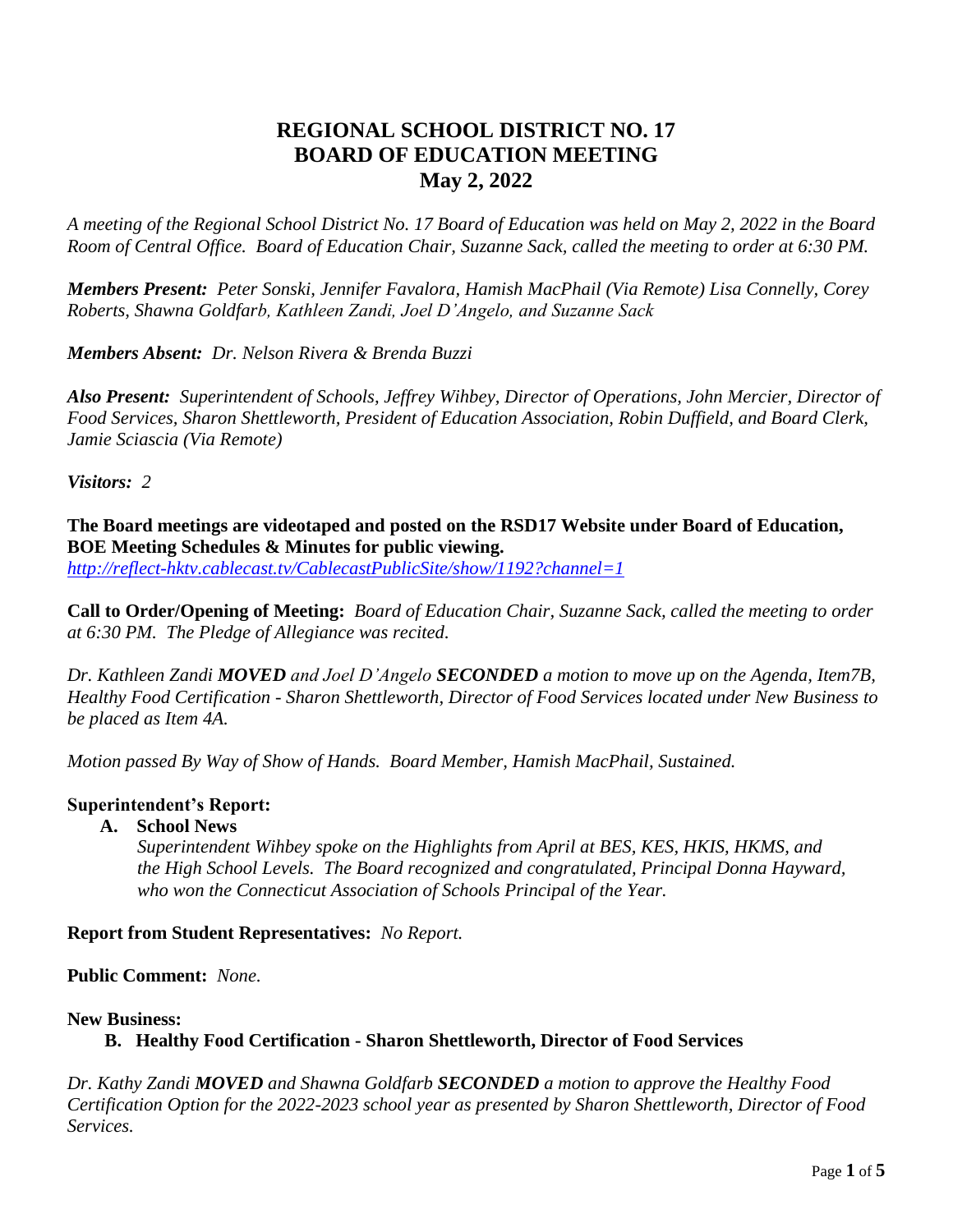# REGIONAL SCHOOL DISTRICT NO. 17
# BOARD OF EDUCATION MEETING
# May 2, 2022

*A meeting of the Regional School District No. 17 Board of Education was held on May 2, 2022 in the Board Room of Central Office. Board of Education Chair, Suzanne Sack, called the meeting to order at 6:30 PM.*

***Members Present:*** *Peter Sonski, Jennifer Favalora, Hamish MacPhail (Via Remote) Lisa Connelly, Corey Roberts, Shawna Goldfarb, Kathleen Zandi, Joel D'Angelo, and Suzanne Sack*

***Members Absent:*** *Dr. Nelson Rivera & Brenda Buzzi*

***Also Present:*** *Superintendent of Schools, Jeffrey Wihbey, Director of Operations, John Mercier, Director of Food Services, Sharon Shettleworth, President of Education Association, Robin Duffield, and Board Clerk, Jamie Sciascia (Via Remote)*

***Visitors:*** *2*

**The Board meetings are videotaped and posted on the RSD17 Website under Board of Education, BOE Meeting Schedules & Minutes for public viewing.**
*http://reflect-hktv.cablecast.tv/CablecastPublicSite/show/1192?channel=1*

**Call to Order/Opening of Meeting:** *Board of Education Chair, Suzanne Sack, called the meeting to order at 6:30 PM. The Pledge of Allegiance was recited.*

*Dr. Kathleen Zandi* ***MOVED*** *and Joel D'Angelo* ***SECONDED*** *a motion to move up on the Agenda, Item7B, Healthy Food Certification - Sharon Shettleworth, Director of Food Services located under New Business to be placed as Item 4A.*

*Motion passed By Way of Show of Hands. Board Member, Hamish MacPhail, Sustained.*

**Superintendent's Report:**

**A. School News**
*Superintendent Wihbey spoke on the Highlights from April at BES, KES, HKIS, HKMS, and the High School Levels. The Board recognized and congratulated, Principal Donna Hayward, who won the Connecticut Association of Schools Principal of the Year.*

**Report from Student Representatives:** *No Report.*

**Public Comment:** *None.*

**New Business:**

**B. Healthy Food Certification - Sharon Shettleworth, Director of Food Services**

*Dr. Kathy Zandi* ***MOVED*** *and Shawna Goldfarb* ***SECONDED*** *a motion to approve the Healthy Food Certification Option for the 2022-2023 school year as presented by Sharon Shettleworth, Director of Food Services.*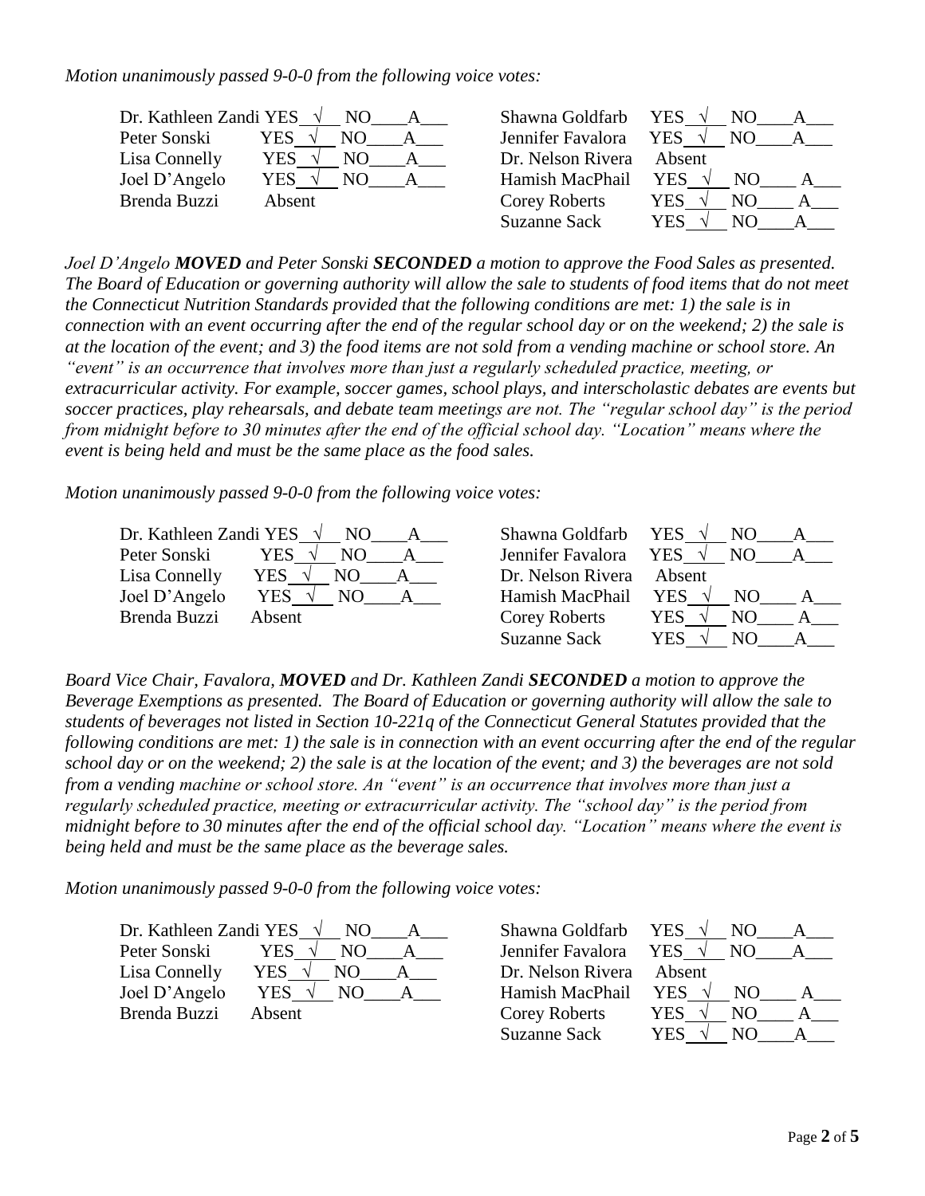*Motion unanimously passed 9-0-0 from the following voice votes:*

| | | | | | | | |
|---|---|---|---|---|---|---|---|
| Dr. Kathleen Zandi | YES √ | NO____ | A___ | Shawna Goldfarb | YES √ | NO____ | A___ |
| Peter Sonski | YES √ | NO____ | A___ | Jennifer Favalora | YES √ | NO____ | A___ |
| Lisa Connelly | YES √ | NO____ | A___ | Dr. Nelson Rivera | Absent | | |
| Joel D'Angelo | YES √ | NO____ | A___ | Hamish MacPhail | YES √ | NO____ | A___ |
| Brenda Buzzi | Absent | | | Corey Roberts | YES √ | NO____ | A___ |
| | | | | Suzanne Sack | YES √ | NO____ | A___ |

*Joel D'Angelo **MOVED** and Peter Sonski **SECONDED** a motion to approve the Food Sales as presented. The Board of Education or governing authority will allow the sale to students of food items that do not meet the Connecticut Nutrition Standards provided that the following conditions are met: 1) the sale is in connection with an event occurring after the end of the regular school day or on the weekend; 2) the sale is at the location of the event; and 3) the food items are not sold from a vending machine or school store. An "event" is an occurrence that involves more than just a regularly scheduled practice, meeting, or extracurricular activity. For example, soccer games, school plays, and interscholastic debates are events but soccer practices, play rehearsals, and debate team meetings are not. The "regular school day" is the period from midnight before to 30 minutes after the end of the official school day. "Location" means where the event is being held and must be the same place as the food sales.*

*Motion unanimously passed 9-0-0 from the following voice votes:*

| | | | | | | | |
|---|---|---|---|---|---|---|---|
| Dr. Kathleen Zandi | YES √ | NO____ | A___ | Shawna Goldfarb | YES √ | NO____ | A___ |
| Peter Sonski | YES √ | NO____ | A___ | Jennifer Favalora | YES √ | NO____ | A___ |
| Lisa Connelly | YES √ | NO____ | A___ | Dr. Nelson Rivera | Absent | | |
| Joel D'Angelo | YES √ | NO____ | A___ | Hamish MacPhail | YES √ | NO____ | A___ |
| Brenda Buzzi | Absent | | | Corey Roberts | YES √ | NO____ | A___ |
| | | | | Suzanne Sack | YES √ | NO____ | A___ |

*Board Vice Chair, Favalora, **MOVED** and Dr. Kathleen Zandi **SECONDED** a motion to approve the Beverage Exemptions as presented. The Board of Education or governing authority will allow the sale to students of beverages not listed in Section 10-221q of the Connecticut General Statutes provided that the following conditions are met: 1) the sale is in connection with an event occurring after the end of the regular school day or on the weekend; 2) the sale is at the location of the event; and 3) the beverages are not sold from a vending machine or school store. An "event" is an occurrence that involves more than just a regularly scheduled practice, meeting or extracurricular activity. The "school day" is the period from midnight before to 30 minutes after the end of the official school day. "Location" means where the event is being held and must be the same place as the beverage sales.*

*Motion unanimously passed 9-0-0 from the following voice votes:*

| | | | | | | | |
|---|---|---|---|---|---|---|---|
| Dr. Kathleen Zandi | YES √ | NO____ | A___ | Shawna Goldfarb | YES √ | NO____ | A___ |
| Peter Sonski | YES √ | NO____ | A___ | Jennifer Favalora | YES √ | NO____ | A___ |
| Lisa Connelly | YES √ | NO____ | A___ | Dr. Nelson Rivera | Absent | | |
| Joel D'Angelo | YES √ | NO____ | A___ | Hamish MacPhail | YES √ | NO____ | A___ |
| Brenda Buzzi | Absent | | | Corey Roberts | YES √ | NO____ | A___ |
| | | | | Suzanne Sack | YES √ | NO____ | A___ |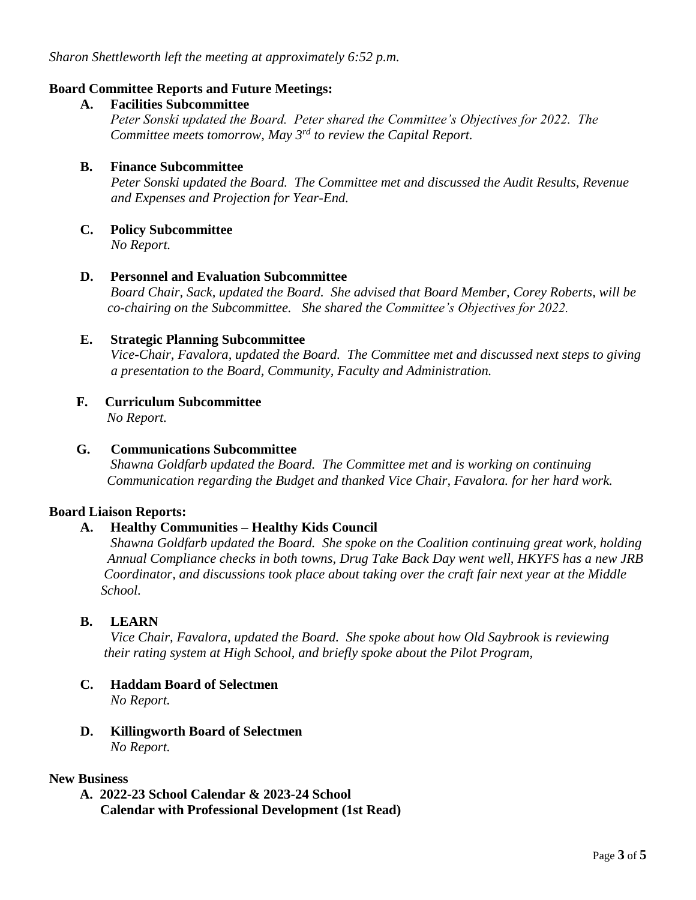*Sharon Shettleworth left the meeting at approximately 6:52 p.m.*

**Board Committee Reports and Future Meetings:**

**A. Facilities Subcommittee**
*Peter Sonski updated the Board. Peter shared the Committee's Objectives for 2022. The Committee meets tomorrow, May 3rd to review the Capital Report.*

**B. Finance Subcommittee**
*Peter Sonski updated the Board. The Committee met and discussed the Audit Results, Revenue and Expenses and Projection for Year-End.*

**C. Policy Subcommittee**
*No Report.*

**D. Personnel and Evaluation Subcommittee**
*Board Chair, Sack, updated the Board. She advised that Board Member, Corey Roberts, will be co-chairing on the Subcommittee. She shared the Committee's Objectives for 2022.*

**E. Strategic Planning Subcommittee**
*Vice-Chair, Favalora, updated the Board. The Committee met and discussed next steps to giving a presentation to the Board, Community, Faculty and Administration.*

**F. Curriculum Subcommittee**
*No Report.*

**G. Communications Subcommittee**
*Shawna Goldfarb updated the Board. The Committee met and is working on continuing Communication regarding the Budget and thanked Vice Chair, Favalora. for her hard work.*

**Board Liaison Reports:**

**A. Healthy Communities – Healthy Kids Council**
*Shawna Goldfarb updated the Board. She spoke on the Coalition continuing great work, holding Annual Compliance checks in both towns, Drug Take Back Day went well, HKYFS has a new JRB Coordinator, and discussions took place about taking over the craft fair next year at the Middle School.*

**B. LEARN**
*Vice Chair, Favalora, updated the Board. She spoke about how Old Saybrook is reviewing their rating system at High School, and briefly spoke about the Pilot Program,*

**C. Haddam Board of Selectmen**
*No Report.*

**D. Killingworth Board of Selectmen**
*No Report.*

**New Business**

**A. 2022-23 School Calendar & 2023-24 School Calendar with Professional Development (1st Read)**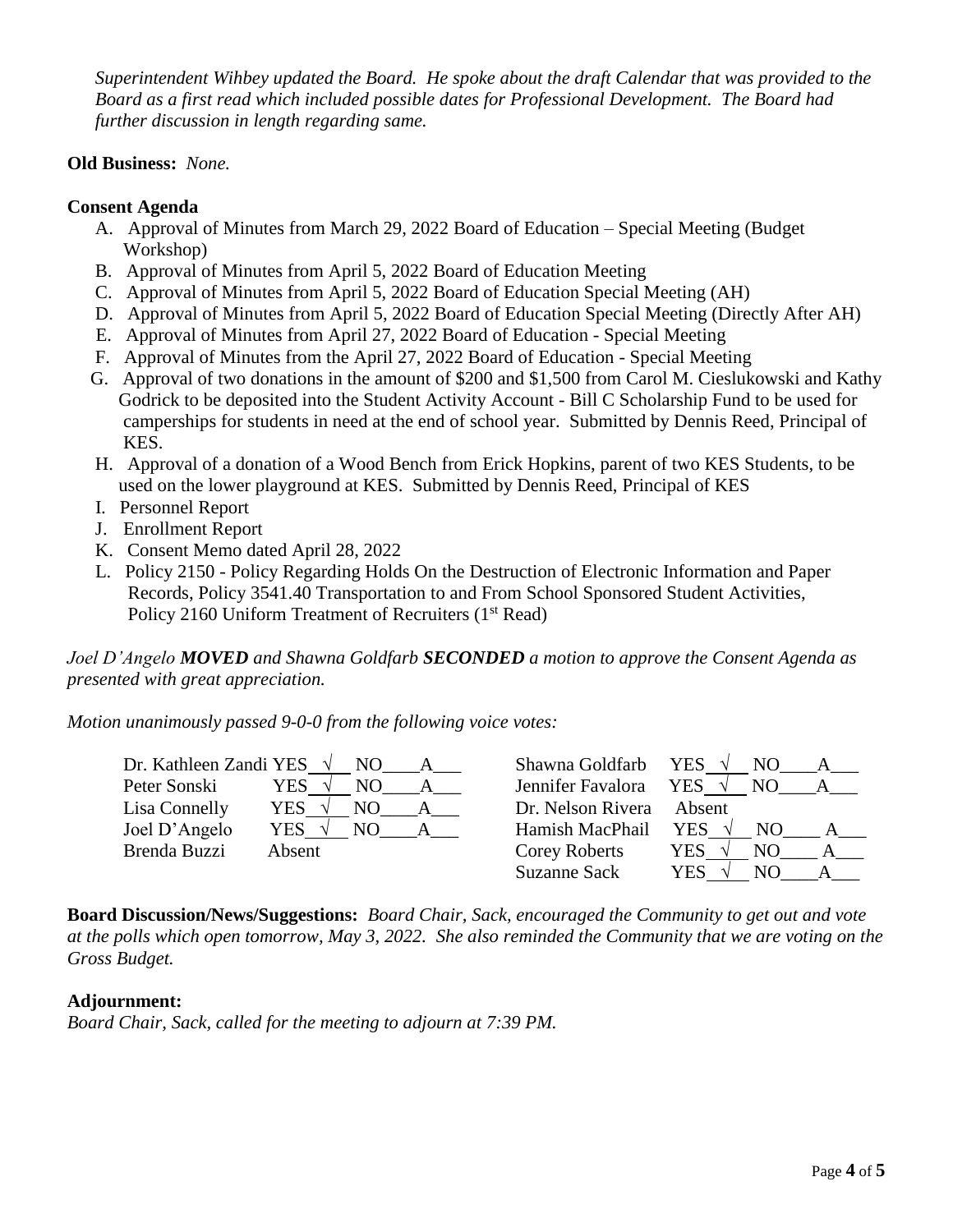*Superintendent Wihbey updated the Board. He spoke about the draft Calendar that was provided to the Board as a first read which included possible dates for Professional Development. The Board had further discussion in length regarding same.*

**Old Business:** *None.*

**Consent Agenda**

A. Approval of Minutes from March 29, 2022 Board of Education – Special Meeting (Budget Workshop)
B. Approval of Minutes from April 5, 2022 Board of Education Meeting
C. Approval of Minutes from April 5, 2022 Board of Education Special Meeting (AH)
D. Approval of Minutes from April 5, 2022 Board of Education Special Meeting (Directly After AH)
E. Approval of Minutes from April 27, 2022 Board of Education - Special Meeting
F. Approval of Minutes from the April 27, 2022 Board of Education - Special Meeting
G. Approval of two donations in the amount of $200 and $1,500 from Carol M. Cieslukowski and Kathy Godrick to be deposited into the Student Activity Account - Bill C Scholarship Fund to be used for camperships for students in need at the end of school year. Submitted by Dennis Reed, Principal of KES.
H. Approval of a donation of a Wood Bench from Erick Hopkins, parent of two KES Students, to be used on the lower playground at KES. Submitted by Dennis Reed, Principal of KES
I. Personnel Report
J. Enrollment Report
K. Consent Memo dated April 28, 2022
L. Policy 2150 - Policy Regarding Holds On the Destruction of Electronic Information and Paper Records, Policy 3541.40 Transportation to and From School Sponsored Student Activities, Policy 2160 Uniform Treatment of Recruiters (1st Read)

*Joel D'Angelo **MOVED** and Shawna Goldfarb **SECONDED** a motion to approve the Consent Agenda as presented with great appreciation.*

*Motion unanimously passed 9-0-0 from the following voice votes:*

| | | | | | | | |
|---|---|---|---|---|---|---|---|
| Dr. Kathleen Zandi | YES √ | NO___ | A___ | Shawna Goldfarb | YES √ | NO___ | A___ |
| Peter Sonski | YES √ | NO___ | A___ | Jennifer Favalora | YES √ | NO___ | A___ |
| Lisa Connelly | YES √ | NO___ | A___ | Dr. Nelson Rivera | Absent | | |
| Joel D'Angelo | YES √ | NO___ | A___ | Hamish MacPhail | YES √ | NO___ | A___ |
| Brenda Buzzi | Absent | | | Corey Roberts | YES √ | NO___ | A___ |
| | | | | Suzanne Sack | YES √ | NO___ | A___ |

**Board Discussion/News/Suggestions:** *Board Chair, Sack, encouraged the Community to get out and vote at the polls which open tomorrow, May 3, 2022. She also reminded the Community that we are voting on the Gross Budget.*

**Adjournment:**

*Board Chair, Sack, called for the meeting to adjourn at 7:39 PM.*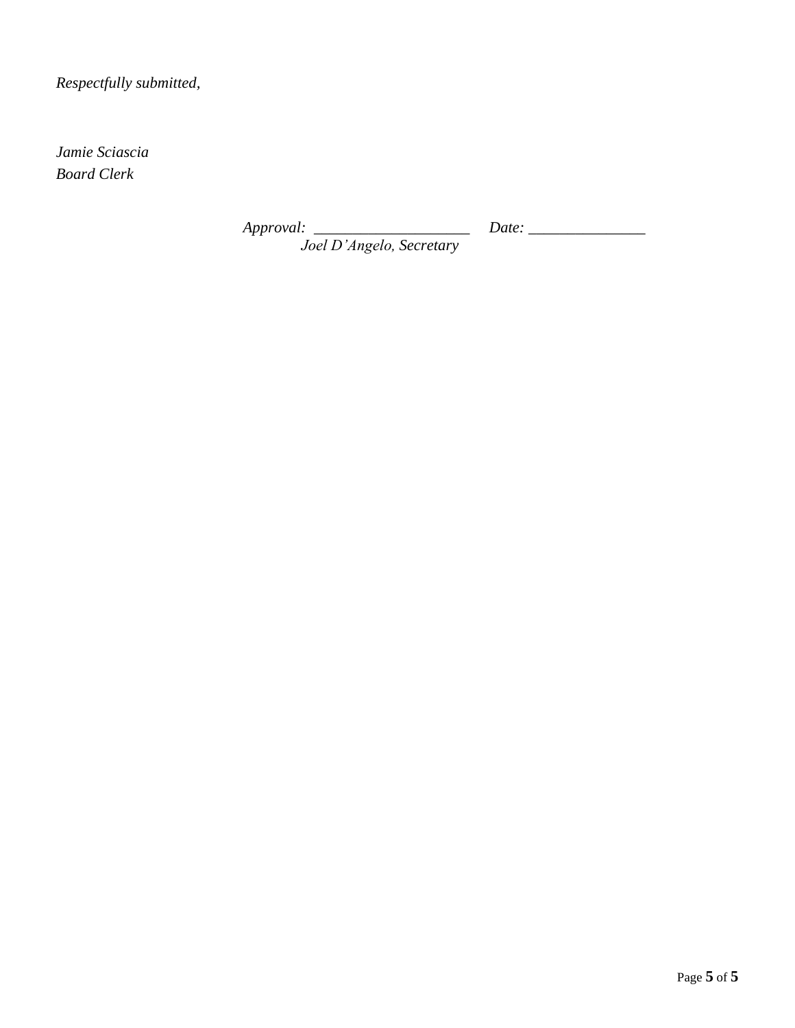*Respectfully submitted,*

*Jamie Sciascia*
*Board Clerk*

*Approval:* ____________________ *Date:* _______________
*Joel D'Angelo, Secretary*